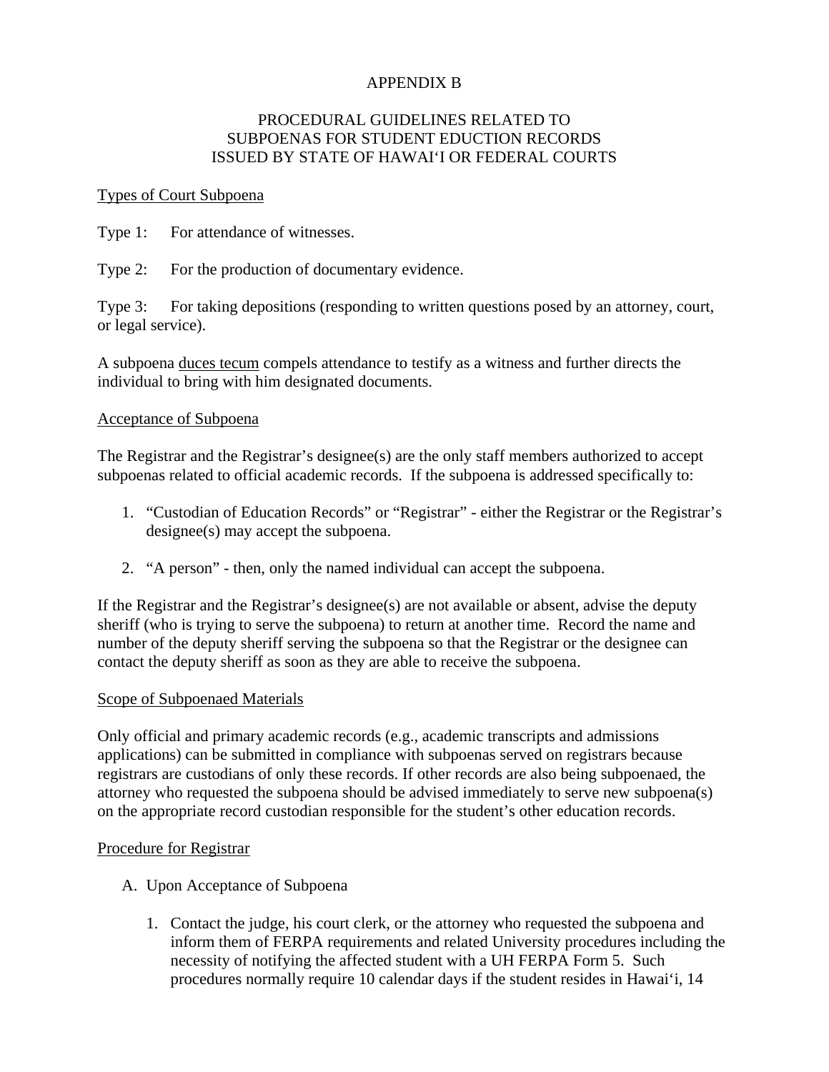# APPENDIX B

## PROCEDURAL GUIDELINES RELATED TO SUBPOENAS FOR STUDENT EDUCTION RECORDS ISSUED BY STATE OF HAWAIʻI OR FEDERAL COURTS

Types of Court Subpoena

Type 1: For attendance of witnesses.

Type 2: For the production of documentary evidence.

Type 3: For taking depositions (responding to written questions posed by an attorney, court, or legal service).

A subpoena duces tecum compels attendance to testify as a witness and further directs the individual to bring with him designated documents.

Acceptance of Subpoena

The Registrar and the Registrar's designee(s) are the only staff members authorized to accept subpoenas related to official academic records. If the subpoena is addressed specifically to:

1. "Custodian of Education Records" or "Registrar" - either the Registrar or the Registrar's designee(s) may accept the subpoena.
2. "A person" - then, only the named individual can accept the subpoena.

If the Registrar and the Registrar's designee(s) are not available or absent, advise the deputy sheriff (who is trying to serve the subpoena) to return at another time. Record the name and number of the deputy sheriff serving the subpoena so that the Registrar or the designee can contact the deputy sheriff as soon as they are able to receive the subpoena.

Scope of Subpoenaed Materials

Only official and primary academic records (e.g., academic transcripts and admissions applications) can be submitted in compliance with subpoenas served on registrars because registrars are custodians of only these records. If other records are also being subpoenaed, the attorney who requested the subpoena should be advised immediately to serve new subpoena(s) on the appropriate record custodian responsible for the student's other education records.

Procedure for Registrar

A. Upon Acceptance of Subpoena

   1. Contact the judge, his court clerk, or the attorney who requested the subpoena and inform them of FERPA requirements and related University procedures including the necessity of notifying the affected student with a UH FERPA Form 5. Such procedures normally require 10 calendar days if the student resides in Hawaiʻi, 14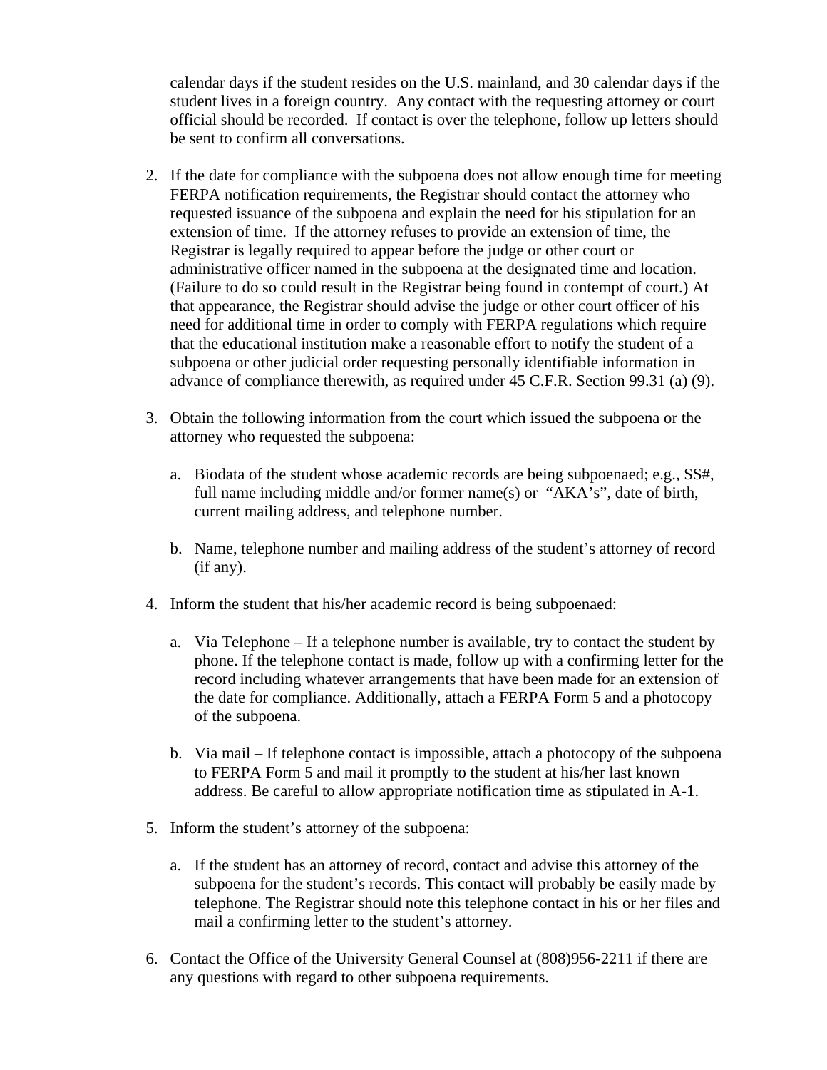calendar days if the student resides on the U.S. mainland, and 30 calendar days if the student lives in a foreign country. Any contact with the requesting attorney or court official should be recorded. If contact is over the telephone, follow up letters should be sent to confirm all conversations.

2. If the date for compliance with the subpoena does not allow enough time for meeting FERPA notification requirements, the Registrar should contact the attorney who requested issuance of the subpoena and explain the need for his stipulation for an extension of time. If the attorney refuses to provide an extension of time, the Registrar is legally required to appear before the judge or other court or administrative officer named in the subpoena at the designated time and location. (Failure to do so could result in the Registrar being found in contempt of court.) At that appearance, the Registrar should advise the judge or other court officer of his need for additional time in order to comply with FERPA regulations which require that the educational institution make a reasonable effort to notify the student of a subpoena or other judicial order requesting personally identifiable information in advance of compliance therewith, as required under 45 C.F.R. Section 99.31 (a) (9).

3. Obtain the following information from the court which issued the subpoena or the attorney who requested the subpoena:

   a. Biodata of the student whose academic records are being subpoenaed; e.g., SS#, full name including middle and/or former name(s) or "AKA's", date of birth, current mailing address, and telephone number.

   b. Name, telephone number and mailing address of the student's attorney of record (if any).

4. Inform the student that his/her academic record is being subpoenaed:

   a. Via Telephone – If a telephone number is available, try to contact the student by phone. If the telephone contact is made, follow up with a confirming letter for the record including whatever arrangements that have been made for an extension of the date for compliance. Additionally, attach a FERPA Form 5 and a photocopy of the subpoena.

   b. Via mail – If telephone contact is impossible, attach a photocopy of the subpoena to FERPA Form 5 and mail it promptly to the student at his/her last known address. Be careful to allow appropriate notification time as stipulated in A-1.

5. Inform the student's attorney of the subpoena:

   a. If the student has an attorney of record, contact and advise this attorney of the subpoena for the student's records. This contact will probably be easily made by telephone. The Registrar should note this telephone contact in his or her files and mail a confirming letter to the student's attorney.

6. Contact the Office of the University General Counsel at (808)956-2211 if there are any questions with regard to other subpoena requirements.